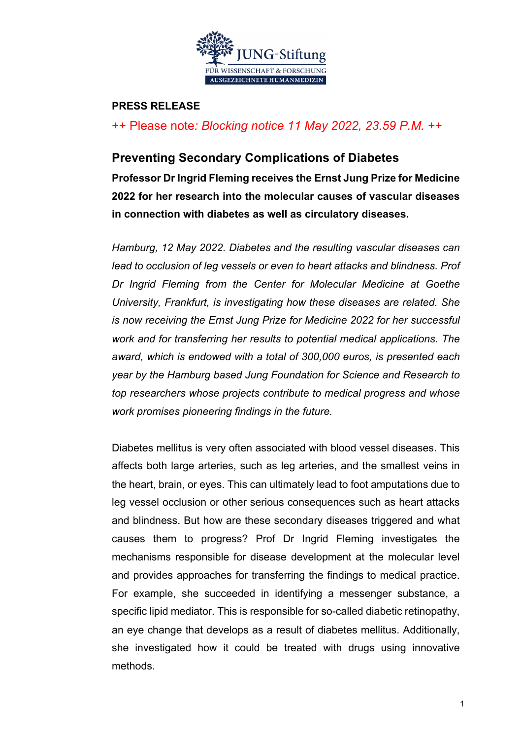JUNG-Stiftung
FÜR WISSENSCHAFT & FORSCHUNG
AUSGEZEICHNETE HUMANMEDIZIN

**PRESS RELEASE**

++ Please note*: Blocking notice 11 May 2022, 23.59 P.M.* ++

## Preventing Secondary Complications of Diabetes

**Professor Dr Ingrid Fleming receives the Ernst Jung Prize for Medicine 2022 for her research into the molecular causes of vascular diseases in connection with diabetes as well as circulatory diseases.**

*Hamburg, 12 May 2022. Diabetes and the resulting vascular diseases can lead to occlusion of leg vessels or even to heart attacks and blindness. Prof Dr Ingrid Fleming from the Center for Molecular Medicine at Goethe University, Frankfurt, is investigating how these diseases are related. She is now receiving the Ernst Jung Prize for Medicine 2022 for her successful work and for transferring her results to potential medical applications. The award, which is endowed with a total of 300,000 euros, is presented each year by the Hamburg based Jung Foundation for Science and Research to top researchers whose projects contribute to medical progress and whose work promises pioneering findings in the future.*

Diabetes mellitus is very often associated with blood vessel diseases. This affects both large arteries, such as leg arteries, and the smallest veins in the heart, brain, or eyes. This can ultimately lead to foot amputations due to leg vessel occlusion or other serious consequences such as heart attacks and blindness. But how are these secondary diseases triggered and what causes them to progress? Prof Dr Ingrid Fleming investigates the mechanisms responsible for disease development at the molecular level and provides approaches for transferring the findings to medical practice. For example, she succeeded in identifying a messenger substance, a specific lipid mediator. This is responsible for so-called diabetic retinopathy, an eye change that develops as a result of diabetes mellitus. Additionally, she investigated how it could be treated with drugs using innovative methods.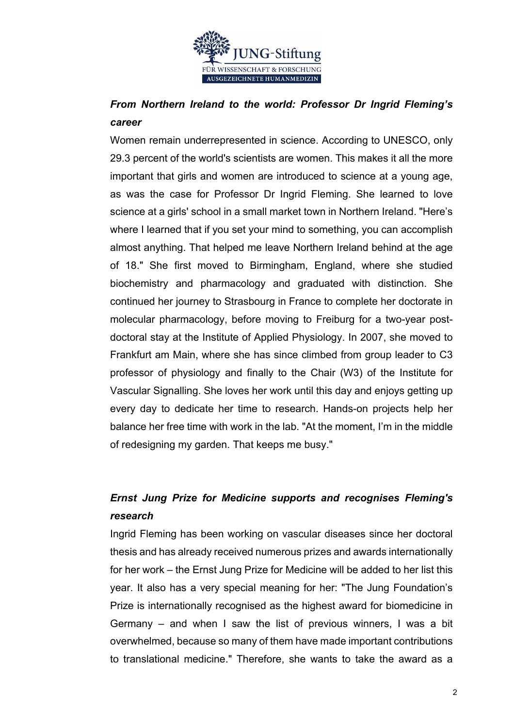### *From Northern Ireland to the world: Professor Dr Ingrid Fleming's career*

Women remain underrepresented in science. According to UNESCO, only 29.3 percent of the world's scientists are women. This makes it all the more important that girls and women are introduced to science at a young age, as was the case for Professor Dr Ingrid Fleming. She learned to love science at a girls' school in a small market town in Northern Ireland. "Here's where I learned that if you set your mind to something, you can accomplish almost anything. That helped me leave Northern Ireland behind at the age of 18." She first moved to Birmingham, England, where she studied biochemistry and pharmacology and graduated with distinction. She continued her journey to Strasbourg in France to complete her doctorate in molecular pharmacology, before moving to Freiburg for a two-year post-doctoral stay at the Institute of Applied Physiology. In 2007, she moved to Frankfurt am Main, where she has since climbed from group leader to C3 professor of physiology and finally to the Chair (W3) of the Institute for Vascular Signalling. She loves her work until this day and enjoys getting up every day to dedicate her time to research. Hands-on projects help her balance her free time with work in the lab. "At the moment, I'm in the middle of redesigning my garden. That keeps me busy."

### *Ernst Jung Prize for Medicine supports and recognises Fleming's research*

Ingrid Fleming has been working on vascular diseases since her doctoral thesis and has already received numerous prizes and awards internationally for her work – the Ernst Jung Prize for Medicine will be added to her list this year. It also has a very special meaning for her: "The Jung Foundation's Prize is internationally recognised as the highest award for biomedicine in Germany – and when I saw the list of previous winners, I was a bit overwhelmed, because so many of them have made important contributions to translational medicine." Therefore, she wants to take the award as a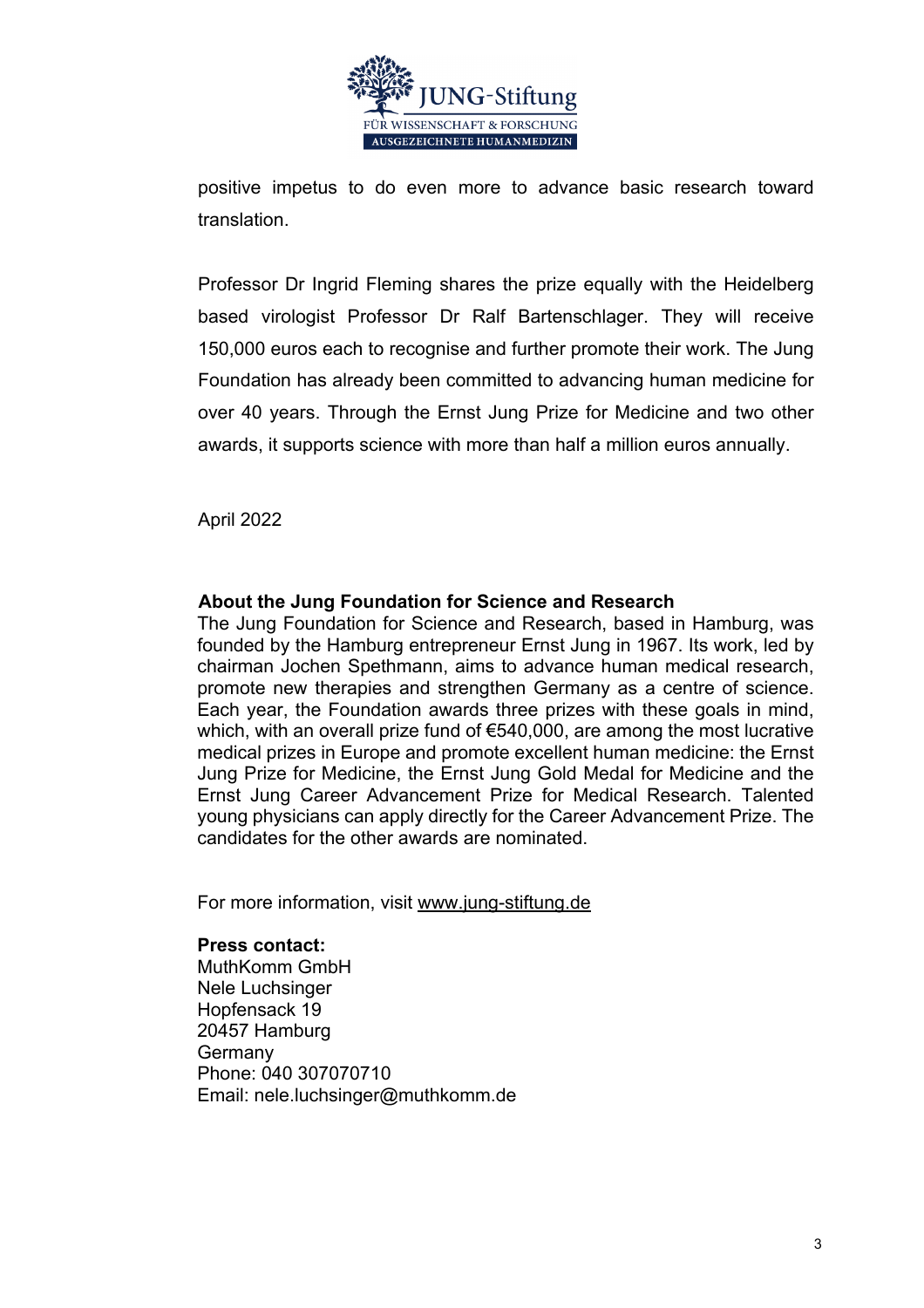positive impetus to do even more to advance basic research toward translation.

Professor Dr Ingrid Fleming shares the prize equally with the Heidelberg based virologist Professor Dr Ralf Bartenschlager. They will receive 150,000 euros each to recognise and further promote their work. The Jung Foundation has already been committed to advancing human medicine for over 40 years. Through the Ernst Jung Prize for Medicine and two other awards, it supports science with more than half a million euros annually.

April 2022

**About the Jung Foundation for Science and Research**
The Jung Foundation for Science and Research, based in Hamburg, was founded by the Hamburg entrepreneur Ernst Jung in 1967. Its work, led by chairman Jochen Spethmann, aims to advance human medical research, promote new therapies and strengthen Germany as a centre of science. Each year, the Foundation awards three prizes with these goals in mind, which, with an overall prize fund of €540,000, are among the most lucrative medical prizes in Europe and promote excellent human medicine: the Ernst Jung Prize for Medicine, the Ernst Jung Gold Medal for Medicine and the Ernst Jung Career Advancement Prize for Medical Research. Talented young physicians can apply directly for the Career Advancement Prize. The candidates for the other awards are nominated.

For more information, visit www.jung-stiftung.de

**Press contact:**
MuthKomm GmbH
Nele Luchsinger
Hopfensack 19
20457 Hamburg
Germany
Phone: 040 307070710
Email: nele.luchsinger@muthkomm.de